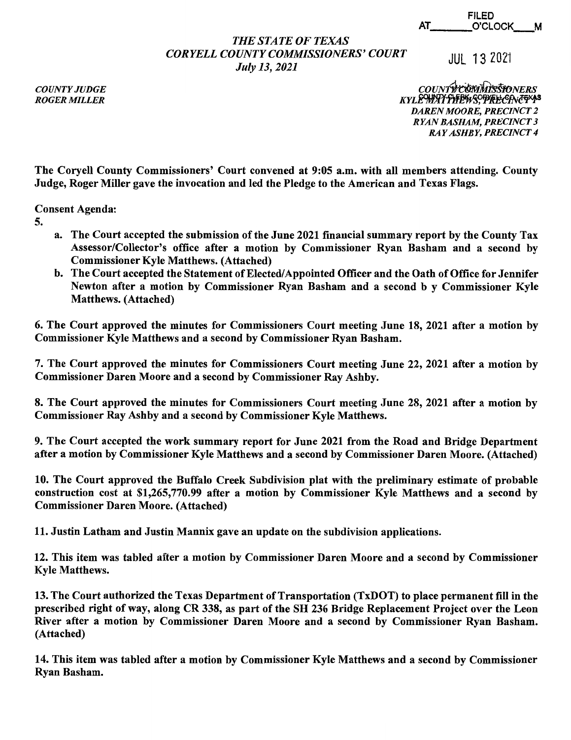FILED
AT________O'CLOCK____M

JUL 13 2021

*THE STATE OF TEXAS*
*CORYELL COUNTY COMMISSIONERS' COURT*
*July 13, 2021*

*COUNTY JUDGE*
*ROGER MILLER*

*COUNTY COMMISSIONERS*
*KYLE MATTHEWS, PRECINCT 1*
*DAREN MOORE, PRECINCT 2*
*RYAN BASHAM, PRECINCT 3*
*RAY ASHBY, PRECINCT 4*

**The Coryell County Commissioners' Court convened at 9:05 a.m. with all members attending. County Judge, Roger Miller gave the invocation and led the Pledge to the American and Texas Flags.**

**Consent Agenda:**

**5.**

- **a. The Court accepted the submission of the June 2021 financial summary report by the County Tax Assessor/Collector's office after a motion by Commissioner Ryan Basham and a second by Commissioner Kyle Matthews. (Attached)**
- **b. The Court accepted the Statement of Elected/Appointed Officer and the Oath of Office for Jennifer Newton after a motion by Commissioner Ryan Basham and a second b y Commissioner Kyle Matthews. (Attached)**

**6. The Court approved the minutes for Commissioners Court meeting June 18, 2021 after a motion by Commissioner Kyle Matthews and a second by Commissioner Ryan Basham.**

**7. The Court approved the minutes for Commissioners Court meeting June 22, 2021 after a motion by Commissioner Daren Moore and a second by Commissioner Ray Ashby.**

**8. The Court approved the minutes for Commissioners Court meeting June 28, 2021 after a motion by Commissioner Ray Ashby and a second by Commissioner Kyle Matthews.**

**9. The Court accepted the work summary report for June 2021 from the Road and Bridge Department after a motion by Commissioner Kyle Matthews and a second by Commissioner Daren Moore. (Attached)**

**10. The Court approved the Buffalo Creek Subdivision plat with the preliminary estimate of probable construction cost at $1,265,770.99 after a motion by Commissioner Kyle Matthews and a second by Commissioner Daren Moore. (Attached)**

**11. Justin Latham and Justin Mannix gave an update on the subdivision applications.**

**12. This item was tabled after a motion by Commissioner Daren Moore and a second by Commissioner Kyle Matthews.**

**13. The Court authorized the Texas Department of Transportation (TxDOT) to place permanent fill in the prescribed right of way, along CR 338, as part of the SH 236 Bridge Replacement Project over the Leon River after a motion by Commissioner Daren Moore and a second by Commissioner Ryan Basham. (Attached)**

**14. This item was tabled after a motion by Commissioner Kyle Matthews and a second by Commissioner Ryan Basham.**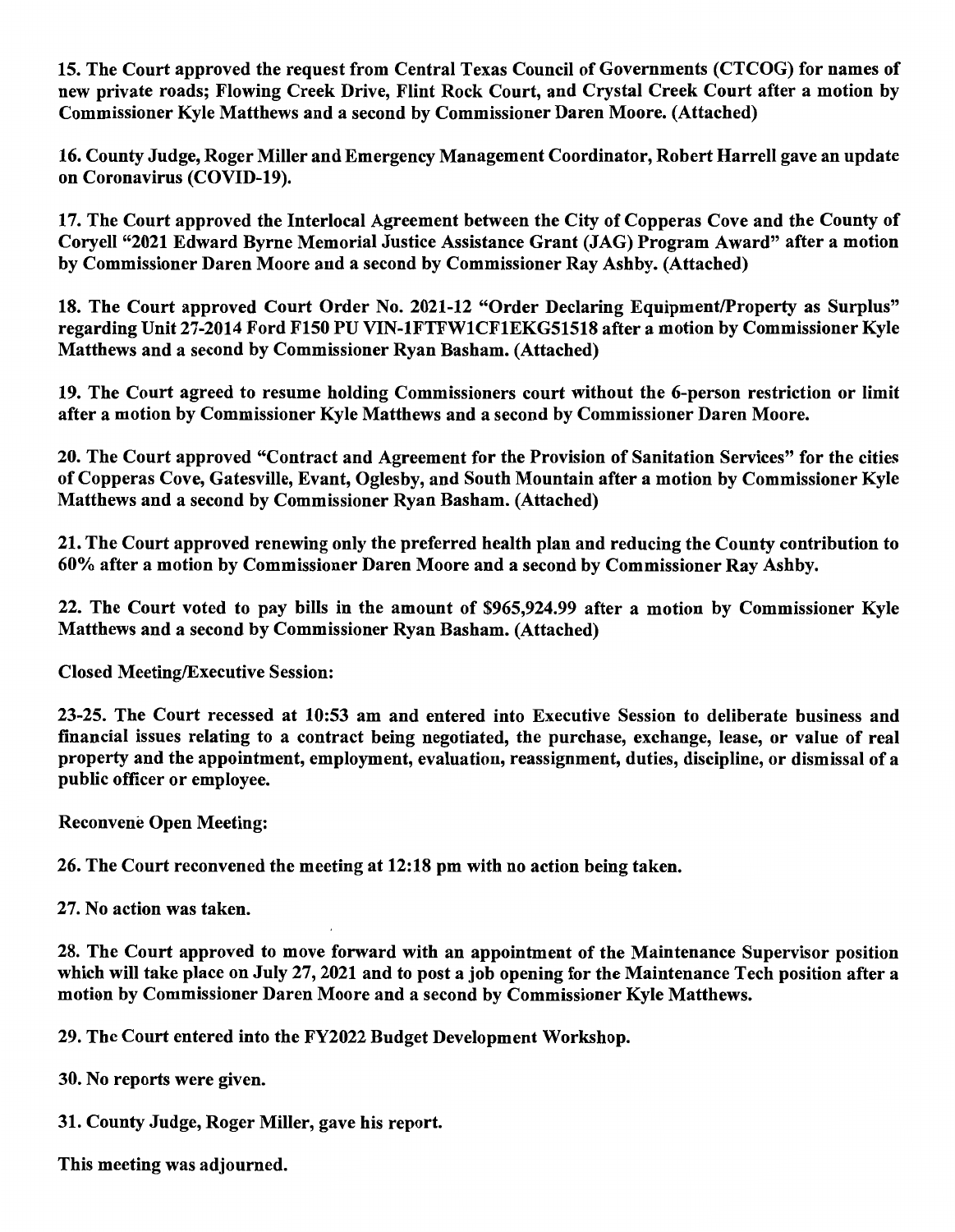**15. The Court approved the request from Central Texas Council of Governments (CTCOG) for names of new private roads; Flowing Creek Drive, Flint Rock Court, and Crystal Creek Court after a motion by Commissioner Kyle Matthews and a second by Commissioner Daren Moore. (Attached)**

**16. County Judge, Roger Miller and Emergency Management Coordinator, Robert Harrell gave an update on Coronavirus (COVID-19).**

**17. The Court approved the Interlocal Agreement between the City of Copperas Cove and the County of Coryell "2021 Edward Byrne Memorial Justice Assistance Grant (JAG) Program Award" after a motion by Commissioner Daren Moore and a second by Commissioner Ray Ashby. (Attached)**

**18. The Court approved Court Order No. 2021-12 "Order Declaring Equipment/Property as Surplus" regarding Unit 27-2014 Ford F150 PU VIN-1FTFW1CF1EKG51518 after a motion by Commissioner Kyle Matthews and a second by Commissioner Ryan Basham. (Attached)**

**19. The Court agreed to resume holding Commissioners court without the 6-person restriction or limit after a motion by Commissioner Kyle Matthews and a second by Commissioner Daren Moore.**

**20. The Court approved "Contract and Agreement for the Provision of Sanitation Services" for the cities of Copperas Cove, Gatesville, Evant, Oglesby, and South Mountain after a motion by Commissioner Kyle Matthews and a second by Commissioner Ryan Basham. (Attached)**

**21. The Court approved renewing only the preferred health plan and reducing the County contribution to 60% after a motion by Commissioner Daren Moore and a second by Commissioner Ray Ashby.**

**22. The Court voted to pay bills in the amount of $965,924.99 after a motion by Commissioner Kyle Matthews and a second by Commissioner Ryan Basham. (Attached)**

**Closed Meeting/Executive Session:**

**23-25. The Court recessed at 10:53 am and entered into Executive Session to deliberate business and financial issues relating to a contract being negotiated, the purchase, exchange, lease, or value of real property and the appointment, employment, evaluation, reassignment, duties, discipline, or dismissal of a public officer or employee.**

**Reconvene Open Meeting:**

**26. The Court reconvened the meeting at 12:18 pm with no action being taken.**

**27. No action was taken.**

**28. The Court approved to move forward with an appointment of the Maintenance Supervisor position which will take place on July 27, 2021 and to post a job opening for the Maintenance Tech position after a motion by Commissioner Daren Moore and a second by Commissioner Kyle Matthews.**

**29. The Court entered into the FY2022 Budget Development Workshop.**

**30. No reports were given.**

**31. County Judge, Roger Miller, gave his report.**

**This meeting was adjourned.**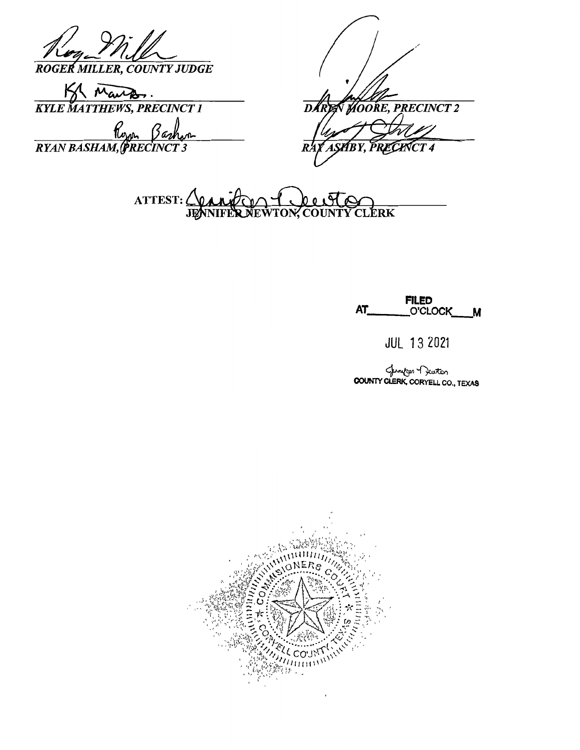ROGER MILLER, COUNTY JUDGE

KYLE MATTHEWS, PRECINCT 1

DAREN MOORE, PRECINCT 2

RYAN BASHAM, PRECINCT 3

RAY ASHBY, PRECINCT 4

ATTEST: JENNIFER NEWTON, COUNTY CLERK

FILED
AT\_\_\_\_\_\_\_O'CLOCK\_\_\_\_M

JUL 13 2021

COUNTY CLERK, CORYELL CO., TEXAS

COMMISSIONERS COURT ★ CORYELL COUNTY, TEXAS ★